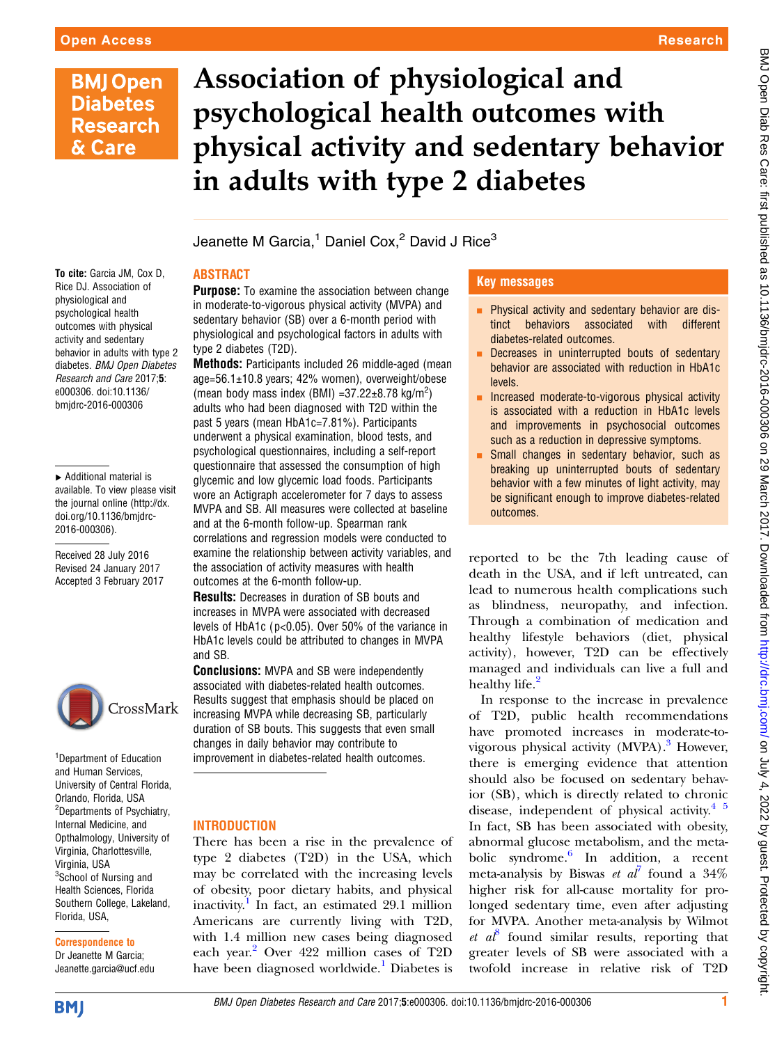# Association of physiological and psychological health outcomes with physical activity and sedentary behavior in adults with type 2 diabetes

Jeanette M Garcia,[1] Daniel Cox,[2] David J Rice[3]

**To cite:** Garcia JM, Cox D, Rice DJ. Association of physiological and psychological health outcomes with physical activity and sedentary behavior in adults with type 2 diabetes. *BMJ Open Diabetes Research and Care* 2017;**5**: e000306. doi:10.1136/bmjdrc-2016-000306

► Additional material is available. To view please visit the journal online (http://dx.doi.org/10.1136/bmjdrc-2016-000306).

Received 28 July 2016
Revised 24 January 2017
Accepted 3 February 2017

[1]Department of Education and Human Services, University of Central Florida, Orlando, Florida, USA
[2]Departments of Psychiatry, Internal Medicine, and Opthalmology, University of Virginia, Charlottesville, Virginia, USA
[3]School of Nursing and Health Sciences, Florida Southern College, Lakeland, Florida, USA,

**Correspondence to**
Dr Jeanette M Garcia; Jeanette.garcia@ucf.edu

## ABSTRACT

**Purpose:** To examine the association between change in moderate-to-vigorous physical activity (MVPA) and sedentary behavior (SB) over a 6-month period with physiological and psychological factors in adults with type 2 diabetes (T2D).

**Methods:** Participants included 26 middle-aged (mean age=56.1±10.8 years; 42% women), overweight/obese (mean body mass index (BMI) =37.22±8.78 kg/m$^2$) adults who had been diagnosed with T2D within the past 5 years (mean HbA1c=7.81%). Participants underwent a physical examination, blood tests, and psychological questionnaires, including a self-report questionnaire that assessed the consumption of high glycemic and low glycemic load foods. Participants wore an Actigraph accelerometer for 7 days to assess MVPA and SB. All measures were collected at baseline and at the 6-month follow-up. Spearman rank correlations and regression models were conducted to examine the relationship between activity variables, and the association of activity measures with health outcomes at the 6-month follow-up.

**Results:** Decreases in duration of SB bouts and increases in MVPA were associated with decreased levels of HbA1c ($p<0.05$). Over 50% of the variance in HbA1c levels could be attributed to changes in MVPA and SB.

**Conclusions:** MVPA and SB were independently associated with diabetes-related health outcomes. Results suggest that emphasis should be placed on increasing MVPA while decreasing SB, particularly duration of SB bouts. This suggests that even small changes in daily behavior may contribute to improvement in diabetes-related health outcomes.

## Key messages

- Physical activity and sedentary behavior are distinct behaviors associated with different diabetes-related outcomes.
- Decreases in uninterrupted bouts of sedentary behavior are associated with reduction in HbA1c levels.
- Increased moderate-to-vigorous physical activity is associated with a reduction in HbA1c levels and improvements in psychosocial outcomes such as a reduction in depressive symptoms.
- Small changes in sedentary behavior, such as breaking up uninterrupted bouts of sedentary behavior with a few minutes of light activity, may be significant enough to improve diabetes-related outcomes.

## INTRODUCTION

There has been a rise in the prevalence of type 2 diabetes (T2D) in the USA, which may be correlated with the increasing levels of obesity, poor dietary habits, and physical inactivity.[1] In fact, an estimated 29.1 million Americans are currently living with T2D, with 1.4 million new cases being diagnosed each year.[2] Over 422 million cases of T2D have been diagnosed worldwide.[1] Diabetes is reported to be the 7th leading cause of death in the USA, and if left untreated, can lead to numerous health complications such as blindness, neuropathy, and infection. Through a combination of medication and healthy lifestyle behaviors (diet, physical activity), however, T2D can be effectively managed and individuals can live a full and healthy life.[2]

In response to the increase in prevalence of T2D, public health recommendations have promoted increases in moderate-to-vigorous physical activity (MVPA).[3] However, there is emerging evidence that attention should also be focused on sedentary behavior (SB), which is directly related to chronic disease, independent of physical activity.[4 5] In fact, SB has been associated with obesity, abnormal glucose metabolism, and the metabolic syndrome.[6] In addition, a recent meta-analysis by Biswas *et al*[7] found a 34% higher risk for all-cause mortality for prolonged sedentary time, even after adjusting for MVPA. Another meta-analysis by Wilmot *et al*[8] found similar results, reporting that greater levels of SB were associated with a twofold increase in relative risk of T2D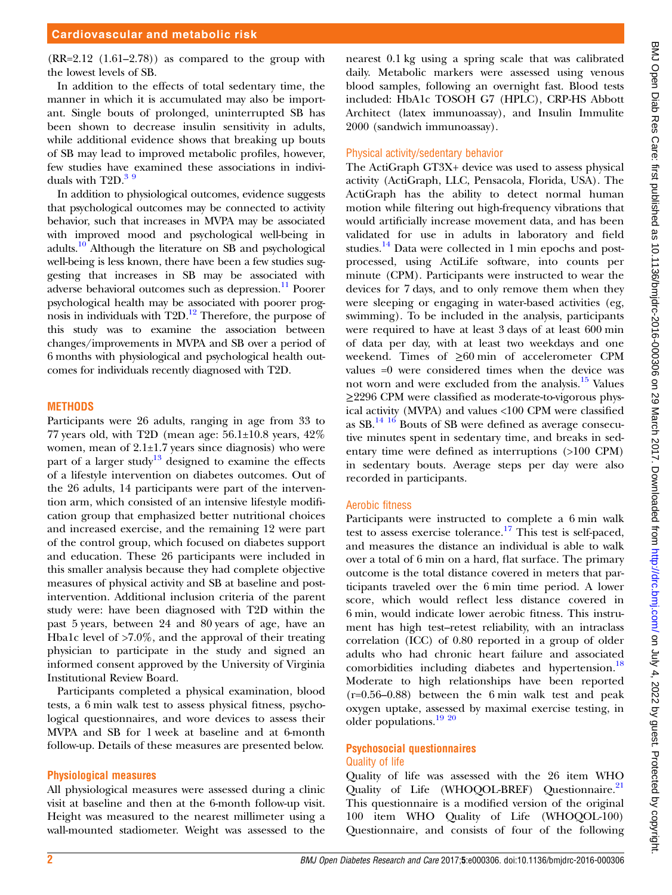(RR=2.12 (1.61–2.78)) as compared to the group with the lowest levels of SB.

In addition to the effects of total sedentary time, the manner in which it is accumulated may also be important. Single bouts of prolonged, uninterrupted SB has been shown to decrease insulin sensitivity in adults, while additional evidence shows that breaking up bouts of SB may lead to improved metabolic profiles, however, few studies have examined these associations in individuals with T2D.[3 9]

In addition to physiological outcomes, evidence suggests that psychological outcomes may be connected to activity behavior, such that increases in MVPA may be associated with improved mood and psychological well-being in adults.[10] Although the literature on SB and psychological well-being is less known, there have been a few studies suggesting that increases in SB may be associated with adverse behavioral outcomes such as depression.[11] Poorer psychological health may be associated with poorer prognosis in individuals with T2D.[12] Therefore, the purpose of this study was to examine the association between changes/improvements in MVPA and SB over a period of 6 months with physiological and psychological health outcomes for individuals recently diagnosed with T2D.

## METHODS

Participants were 26 adults, ranging in age from 33 to 77 years old, with T2D (mean age: 56.1±10.8 years, 42% women, mean of 2.1±1.7 years since diagnosis) who were part of a larger study[13] designed to examine the effects of a lifestyle intervention on diabetes outcomes. Out of the 26 adults, 14 participants were part of the intervention arm, which consisted of an intensive lifestyle modification group that emphasized better nutritional choices and increased exercise, and the remaining 12 were part of the control group, which focused on diabetes support and education. These 26 participants were included in this smaller analysis because they had complete objective measures of physical activity and SB at baseline and post-intervention. Additional inclusion criteria of the parent study were: have been diagnosed with T2D within the past 5 years, between 24 and 80 years of age, have an Hba1c level of >7.0%, and the approval of their treating physician to participate in the study and signed an informed consent approved by the University of Virginia Institutional Review Board.

Participants completed a physical examination, blood tests, a 6 min walk test to assess physical fitness, psychological questionnaires, and wore devices to assess their MVPA and SB for 1 week at baseline and at 6-month follow-up. Details of these measures are presented below.

### Physiological measures

All physiological measures were assessed during a clinic visit at baseline and then at the 6-month follow-up visit. Height was measured to the nearest millimeter using a wall-mounted stadiometer. Weight was assessed to the nearest 0.1 kg using a spring scale that was calibrated daily. Metabolic markers were assessed using venous blood samples, following an overnight fast. Blood tests included: HbA1c TOSOH G7 (HPLC), CRP-HS Abbott Architect (latex immunoassay), and Insulin Immulite 2000 (sandwich immunoassay).

### Physical activity/sedentary behavior

The ActiGraph GT3X+ device was used to assess physical activity (ActiGraph, LLC, Pensacola, Florida, USA). The ActiGraph has the ability to detect normal human motion while filtering out high-frequency vibrations that would artificially increase movement data, and has been validated for use in adults in laboratory and field studies.[14] Data were collected in 1 min epochs and post-processed, using ActiLife software, into counts per minute (CPM). Participants were instructed to wear the devices for 7 days, and to only remove them when they were sleeping or engaging in water-based activities (eg, swimming). To be included in the analysis, participants were required to have at least 3 days of at least 600 min of data per day, with at least two weekdays and one weekend. Times of ≥60 min of accelerometer CPM values =0 were considered times when the device was not worn and were excluded from the analysis.[15] Values ≥2296 CPM were classified as moderate-to-vigorous physical activity (MVPA) and values <100 CPM were classified as SB.[14 16] Bouts of SB were defined as average consecutive minutes spent in sedentary time, and breaks in sedentary time were defined as interruptions (>100 CPM) in sedentary bouts. Average steps per day were also recorded in participants.

### Aerobic fitness

Participants were instructed to complete a 6 min walk test to assess exercise tolerance.[17] This test is self-paced, and measures the distance an individual is able to walk over a total of 6 min on a hard, flat surface. The primary outcome is the total distance covered in meters that participants traveled over the 6 min time period. A lower score, which would reflect less distance covered in 6 min, would indicate lower aerobic fitness. This instrument has high test–retest reliability, with an intraclass correlation (ICC) of 0.80 reported in a group of older adults who had chronic heart failure and associated comorbidities including diabetes and hypertension.[18] Moderate to high relationships have been reported (r=0.56–0.88) between the 6 min walk test and peak oxygen uptake, assessed by maximal exercise testing, in older populations.[19 20]

### Psychosocial questionnaires

#### Quality of life

Quality of life was assessed with the 26 item WHO Quality of Life (WHOQOL-BREF) Questionnaire.[21] This questionnaire is a modified version of the original 100 item WHO Quality of Life (WHOQOL-100) Questionnaire, and consists of four of the following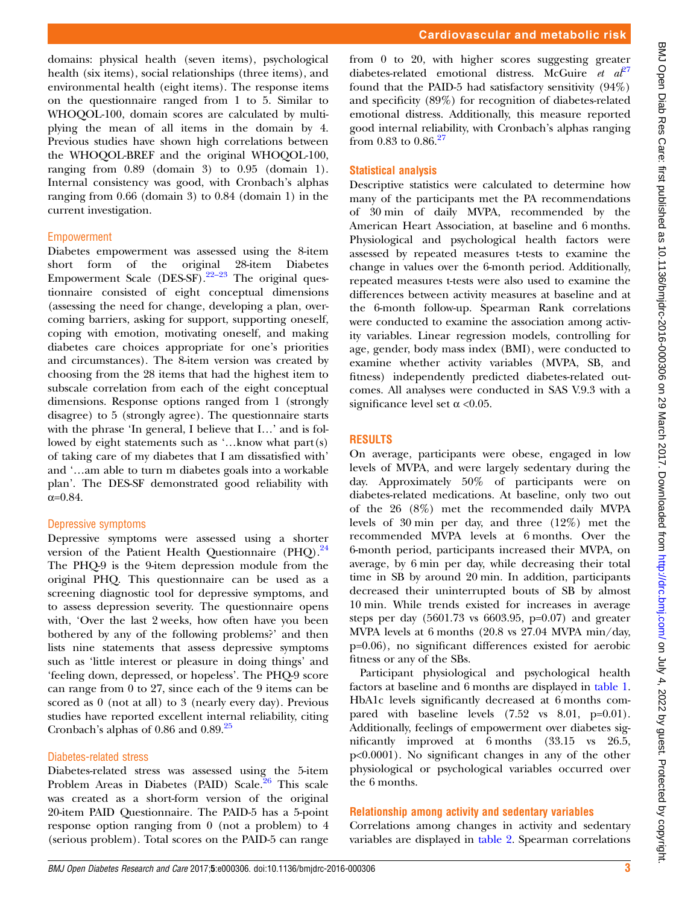domains: physical health (seven items), psychological health (six items), social relationships (three items), and environmental health (eight items). The response items on the questionnaire ranged from 1 to 5. Similar to WHOQOL-100, domain scores are calculated by multiplying the mean of all items in the domain by 4. Previous studies have shown high correlations between the WHOQOL-BREF and the original WHOQOL-100, ranging from 0.89 (domain 3) to 0.95 (domain 1). Internal consistency was good, with Cronbach's alphas ranging from 0.66 (domain 3) to 0.84 (domain 1) in the current investigation.

### Empowerment

Diabetes empowerment was assessed using the 8-item short form of the original 28-item Diabetes Empowerment Scale (DES-SF).[22–23] The original questionnaire consisted of eight conceptual dimensions (assessing the need for change, developing a plan, overcoming barriers, asking for support, supporting oneself, coping with emotion, motivating oneself, and making diabetes care choices appropriate for one's priorities and circumstances). The 8-item version was created by choosing from the 28 items that had the highest item to subscale correlation from each of the eight conceptual dimensions. Response options ranged from 1 (strongly disagree) to 5 (strongly agree). The questionnaire starts with the phrase 'In general, I believe that I…' and is followed by eight statements such as '…know what part(s) of taking care of my diabetes that I am dissatisfied with' and '…am able to turn m diabetes goals into a workable plan'. The DES-SF demonstrated good reliability with $\alpha$=0.84.

### Depressive symptoms

Depressive symptoms were assessed using a shorter version of the Patient Health Questionnaire (PHQ).[24] The PHQ-9 is the 9-item depression module from the original PHQ. This questionnaire can be used as a screening diagnostic tool for depressive symptoms, and to assess depression severity. The questionnaire opens with, 'Over the last 2 weeks, how often have you been bothered by any of the following problems?' and then lists nine statements that assess depressive symptoms such as 'little interest or pleasure in doing things' and 'feeling down, depressed, or hopeless'. The PHQ-9 score can range from 0 to 27, since each of the 9 items can be scored as 0 (not at all) to 3 (nearly every day). Previous studies have reported excellent internal reliability, citing Cronbach's alphas of 0.86 and 0.89.[25]

### Diabetes-related stress

Diabetes-related stress was assessed using the 5-item Problem Areas in Diabetes (PAID) Scale.[26] This scale was created as a short-form version of the original 20-item PAID Questionnaire. The PAID-5 has a 5-point response option ranging from 0 (not a problem) to 4 (serious problem). Total scores on the PAID-5 can range from 0 to 20, with higher scores suggesting greater diabetes-related emotional distress. McGuire *et al*[27] found that the PAID-5 had satisfactory sensitivity (94%) and specificity (89%) for recognition of diabetes-related emotional distress. Additionally, this measure reported good internal reliability, with Cronbach's alphas ranging from 0.83 to 0.86.[27]

## Statistical analysis

Descriptive statistics were calculated to determine how many of the participants met the PA recommendations of 30 min of daily MVPA, recommended by the American Heart Association, at baseline and 6 months. Physiological and psychological health factors were assessed by repeated measures t-tests to examine the change in values over the 6-month period. Additionally, repeated measures t-tests were also used to examine the differences between activity measures at baseline and at the 6-month follow-up. Spearman Rank correlations were conducted to examine the association among activity variables. Linear regression models, controlling for age, gender, body mass index (BMI), were conducted to examine whether activity variables (MVPA, SB, and fitness) independently predicted diabetes-related outcomes. All analyses were conducted in SAS V.9.3 with a significance level set $\alpha$ <0.05.

# RESULTS

On average, participants were obese, engaged in low levels of MVPA, and were largely sedentary during the day. Approximately 50% of participants were on diabetes-related medications. At baseline, only two out of the 26 (8%) met the recommended daily MVPA levels of 30 min per day, and three (12%) met the recommended MVPA levels at 6 months. Over the 6-month period, participants increased their MVPA, on average, by 6 min per day, while decreasing their total time in SB by around 20 min. In addition, participants decreased their uninterrupted bouts of SB by almost 10 min. While trends existed for increases in average steps per day (5601.73 vs 6603.95, p=0.07) and greater MVPA levels at 6 months (20.8 vs 27.04 MVPA min/day, p=0.06), no significant differences existed for aerobic fitness or any of the SBs.

Participant physiological and psychological health factors at baseline and 6 months are displayed in table 1. HbA1c levels significantly decreased at 6 months compared with baseline levels (7.52 vs 8.01, p=0.01). Additionally, feelings of empowerment over diabetes significantly improved at 6 months (33.15 vs 26.5, p<0.0001). No significant changes in any of the other physiological or psychological variables occurred over the 6 months.

## Relationship among activity and sedentary variables

Correlations among changes in activity and sedentary variables are displayed in table 2. Spearman correlations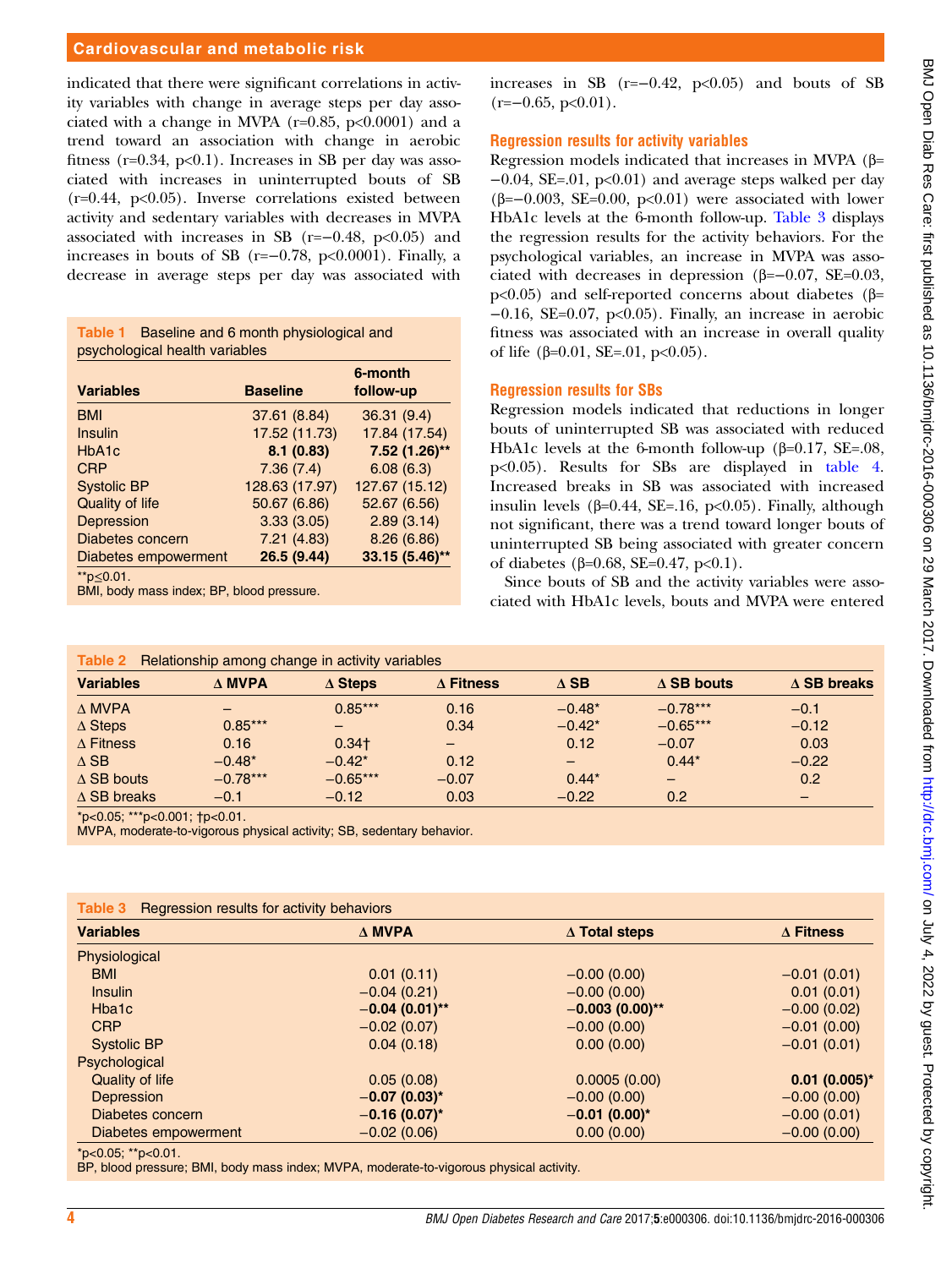indicated that there were significant correlations in activity variables with change in average steps per day associated with a change in MVPA ($r=0.85$, $p<0.0001$) and a trend toward an association with change in aerobic fitness ($r=0.34$, $p<0.1$). Increases in SB per day was associated with increases in uninterrupted bouts of SB ($r=0.44$, $p<0.05$). Inverse correlations existed between activity and sedentary variables with decreases in MVPA associated with increases in SB ($r=-0.48$, $p<0.05$) and increases in bouts of SB ($r=-0.78$, $p<0.0001$). Finally, a decrease in average steps per day was associated with increases in SB ($r=-0.42$, $p<0.05$) and bouts of SB ($r=-0.65$, $p<0.01$).

**Table 1** Baseline and 6 month physiological and psychological health variables

| Variables | Baseline | 6-month follow-up |
|---|---|---|
| BMI | 37.61 (8.84) | 36.31 (9.4) |
| Insulin | 17.52 (11.73) | 17.84 (17.54) |
| HbA1c | **8.1 (0.83)** | **7.52 (1.26)\*\*** |
| CRP | 7.36 (7.4) | 6.08 (6.3) |
| Systolic BP | 128.63 (17.97) | 127.67 (15.12) |
| Quality of life | 50.67 (6.86) | 52.67 (6.56) |
| Depression | 3.33 (3.05) | 2.89 (3.14) |
| Diabetes concern | 7.21 (4.83) | 8.26 (6.86) |
| Diabetes empowerment | **26.5 (9.44)** | **33.15 (5.46)\*\*** |

\*\*p≤0.01.
BMI, body mass index; BP, blood pressure.

## Regression results for activity variables

Regression models indicated that increases in MVPA ($\beta=-0.04$, SE=.01, $p<0.01$) and average steps walked per day ($\beta=-0.003$, SE=0.00, $p<0.01$) were associated with lower HbA1c levels at the 6-month follow-up. Table 3 displays the regression results for the activity behaviors. For the psychological variables, an increase in MVPA was associated with decreases in depression ($\beta=-0.07$, SE=0.03, $p<0.05$) and self-reported concerns about diabetes ($\beta=-0.16$, SE=0.07, $p<0.05$). Finally, an increase in aerobic fitness was associated with an increase in overall quality of life ($\beta=0.01$, SE=.01, $p<0.05$).

## Regression results for SBs

Regression models indicated that reductions in longer bouts of uninterrupted SB was associated with reduced HbA1c levels at the 6-month follow-up ($\beta=0.17$, SE=.08, $p<0.05$). Results for SBs are displayed in table 4. Increased breaks in SB was associated with increased insulin levels ($\beta=0.44$, SE=.16, $p<0.05$). Finally, although not significant, there was a trend toward longer bouts of uninterrupted SB being associated with greater concern of diabetes ($\beta=0.68$, SE=0.47, $p<0.1$).

Since bouts of SB and the activity variables were associated with HbA1c levels, bouts and MVPA were entered

**Table 2** Relationship among change in activity variables

| Variables | Δ MVPA | Δ Steps | Δ Fitness | Δ SB | Δ SB bouts | Δ SB breaks |
|---|---|---|---|---|---|---|
| Δ MVPA | – | 0.85\*\*\* | 0.16 | −0.48\* | −0.78\*\*\* | −0.1 |
| Δ Steps | 0.85\*\*\* | – | 0.34 | −0.42\* | −0.65\*\*\* | −0.12 |
| Δ Fitness | 0.16 | 0.34† | – | 0.12 | −0.07 | 0.03 |
| Δ SB | −0.48\* | −0.42\* | 0.12 | – | 0.44\* | −0.22 |
| Δ SB bouts | −0.78\*\*\* | −0.65\*\*\* | −0.07 | 0.44\* | – | 0.2 |
| Δ SB breaks | −0.1 | −0.12 | 0.03 | −0.22 | 0.2 | – |

\*p<0.05; \*\*\*p<0.001; †p<0.01.
MVPA, moderate-to-vigorous physical activity; SB, sedentary behavior.

**Table 3** Regression results for activity behaviors

| Variables | Δ MVPA | Δ Total steps | Δ Fitness |
|---|---|---|---|
| Physiological | | | |
| BMI | 0.01 (0.11) | −0.00 (0.00) | −0.01 (0.01) |
| Insulin | −0.04 (0.21) | −0.00 (0.00) | 0.01 (0.01) |
| Hba1c | **−0.04 (0.01)\*\*** | **−0.003 (0.00)\*\*** | −0.00 (0.02) |
| CRP | −0.02 (0.07) | −0.00 (0.00) | −0.01 (0.00) |
| Systolic BP | 0.04 (0.18) | 0.00 (0.00) | −0.01 (0.01) |
| Psychological | | | |
| Quality of life | 0.05 (0.08) | 0.0005 (0.00) | **0.01 (0.005)\*** |
| Depression | **−0.07 (0.03)\*** | −0.00 (0.00) | −0.00 (0.00) |
| Diabetes concern | **−0.16 (0.07)\*** | **−0.01 (0.00)\*** | −0.00 (0.01) |
| Diabetes empowerment | −0.02 (0.06) | 0.00 (0.00) | −0.00 (0.00) |

\*p<0.05; \*\*p<0.01.
BP, blood pressure; BMI, body mass index; MVPA, moderate-to-vigorous physical activity.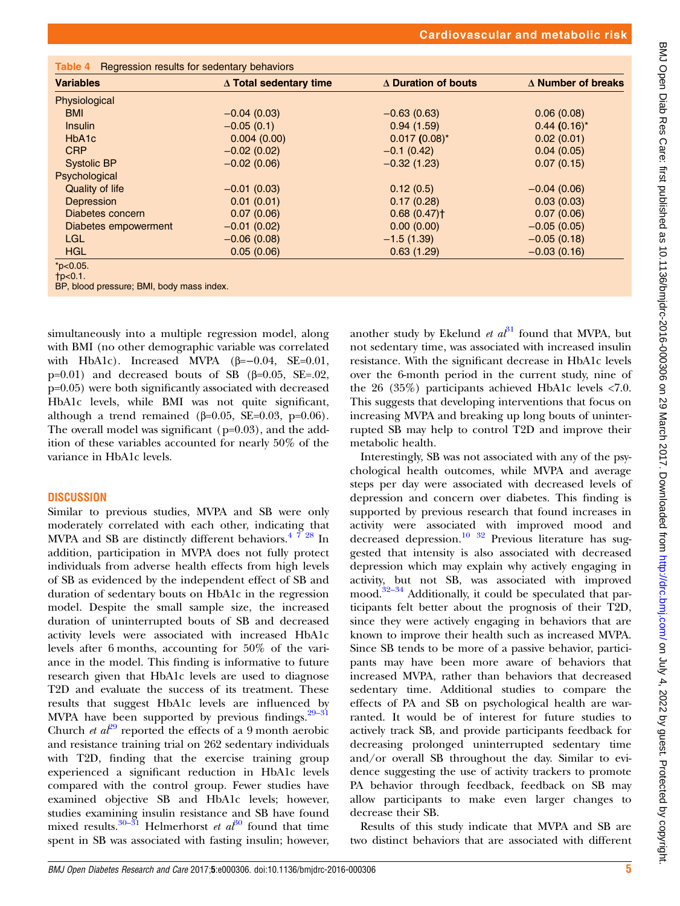**Table 4** Regression results for sedentary behaviors

| Variables | Δ Total sedentary time | Δ Duration of bouts | Δ Number of breaks |
|---|---|---|---|
| Physiological | | | |
| BMI | −0.04 (0.03) | −0.63 (0.63) | 0.06 (0.08) |
| Insulin | −0.05 (0.1) | 0.94 (1.59) | 0.44 (0.16)* |
| HbA1c | 0.004 (0.00) | 0.017 (0.08)* | 0.02 (0.01) |
| CRP | −0.02 (0.02) | −0.1 (0.42) | 0.04 (0.05) |
| Systolic BP | −0.02 (0.06) | −0.32 (1.23) | 0.07 (0.15) |
| Psychological | | | |
| Quality of life | −0.01 (0.03) | 0.12 (0.5) | −0.04 (0.06) |
| Depression | 0.01 (0.01) | 0.17 (0.28) | 0.03 (0.03) |
| Diabetes concern | 0.07 (0.06) | 0.68 (0.47)† | 0.07 (0.06) |
| Diabetes empowerment | −0.01 (0.02) | 0.00 (0.00) | −0.05 (0.05) |
| LGL | −0.06 (0.08) | −1.5 (1.39) | −0.05 (0.18) |
| HGL | 0.05 (0.06) | 0.63 (1.29) | −0.03 (0.16) |

*p<0.05.
†p<0.1.
BP, blood pressure; BMI, body mass index.

simultaneously into a multiple regression model, along with BMI (no other demographic variable was correlated with HbA1c). Increased MVPA (β=−0.04, SE=0.01, p=0.01) and decreased bouts of SB (β=0.05, SE=.02, p=0.05) were both significantly associated with decreased HbA1c levels, while BMI was not quite significant, although a trend remained (β=0.05, SE=0.03, p=0.06). The overall model was significant (p=0.03), and the addition of these variables accounted for nearly 50% of the variance in HbA1c levels.

## DISCUSSION

Similar to previous studies, MVPA and SB were only moderately correlated with each other, indicating that MVPA and SB are distinctly different behaviors.[4 7 28] In addition, participation in MVPA does not fully protect individuals from adverse health effects from high levels of SB as evidenced by the independent effect of SB and duration of sedentary bouts on HbA1c in the regression model. Despite the small sample size, the increased duration of uninterrupted bouts of SB and decreased activity levels were associated with increased HbA1c levels after 6 months, accounting for 50% of the variance in the model. This finding is informative to future research given that HbA1c levels are used to diagnose T2D and evaluate the success of its treatment. These results that suggest HbA1c levels are influenced by MVPA have been supported by previous findings.[29–31] Church *et al*[29] reported the effects of a 9 month aerobic and resistance training trial on 262 sedentary individuals with T2D, finding that the exercise training group experienced a significant reduction in HbA1c levels compared with the control group. Fewer studies have examined objective SB and HbA1c levels; however, studies examining insulin resistance and SB have found mixed results.[30–31] Helmerhorst *et al*[30] found that time spent in SB was associated with fasting insulin; however, another study by Ekelund *et al*[31] found that MVPA, but not sedentary time, was associated with increased insulin resistance. With the significant decrease in HbA1c levels over the 6-month period in the current study, nine of the 26 (35%) participants achieved HbA1c levels <7.0. This suggests that developing interventions that focus on increasing MVPA and breaking up long bouts of uninterrupted SB may help to control T2D and improve their metabolic health.

Interestingly, SB was not associated with any of the psychological health outcomes, while MVPA and average steps per day were associated with decreased levels of depression and concern over diabetes. This finding is supported by previous research that found increases in activity were associated with improved mood and decreased depression.[10 32] Previous literature has suggested that intensity is also associated with decreased depression which may explain why actively engaging in activity, but not SB, was associated with improved mood.[32–34] Additionally, it could be speculated that participants felt better about the prognosis of their T2D, since they were actively engaging in behaviors that are known to improve their health such as increased MVPA. Since SB tends to be more of a passive behavior, participants may have been more aware of behaviors that increased MVPA, rather than behaviors that decreased sedentary time. Additional studies to compare the effects of PA and SB on psychological health are warranted. It would be of interest for future studies to actively track SB, and provide participants feedback for decreasing prolonged uninterrupted sedentary time and/or overall SB throughout the day. Similar to evidence suggesting the use of activity trackers to promote PA behavior through feedback, feedback on SB may allow participants to make even larger changes to decrease their SB.

Results of this study indicate that MVPA and SB are two distinct behaviors that are associated with different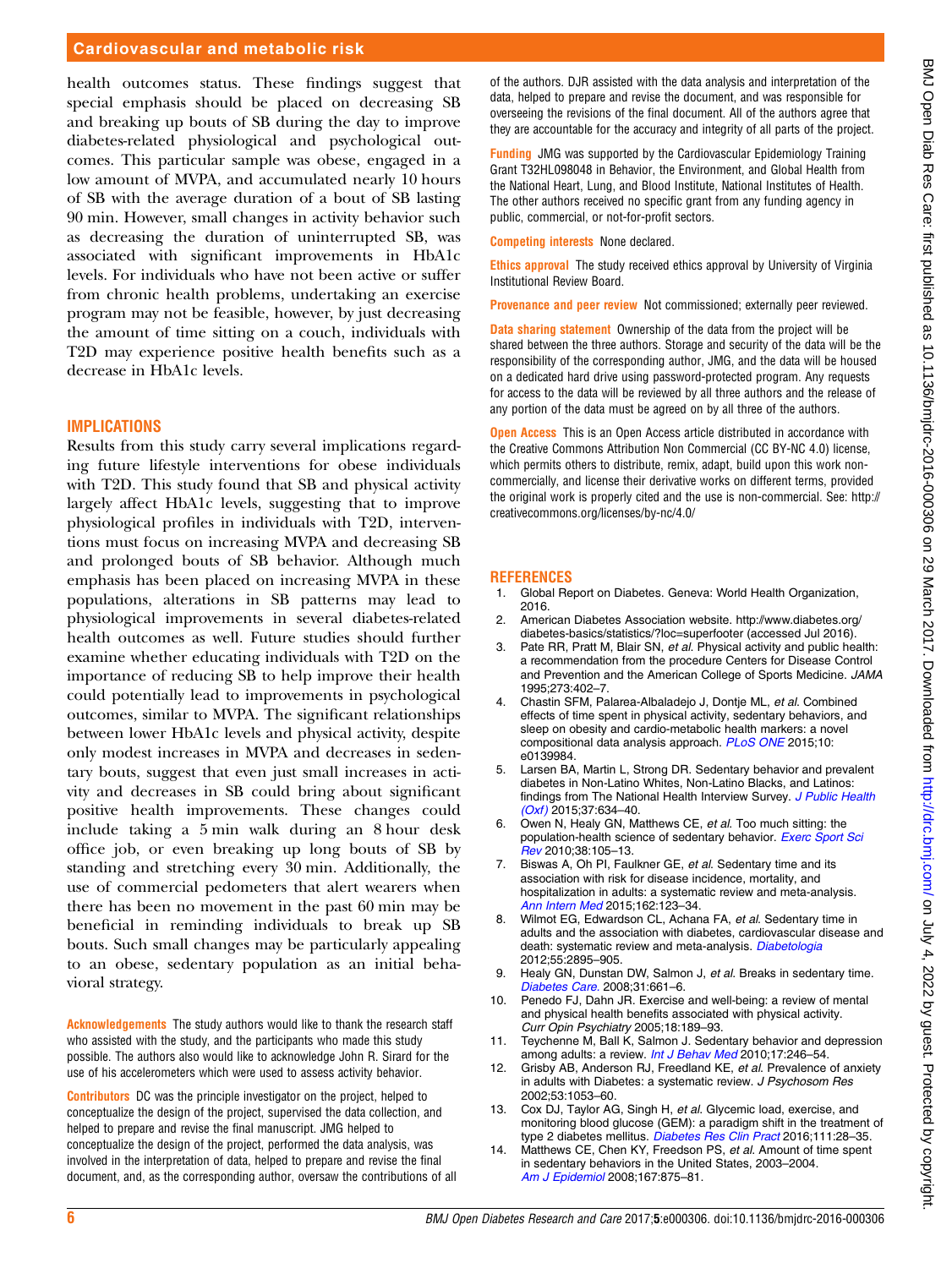health outcomes status. These findings suggest that special emphasis should be placed on decreasing SB and breaking up bouts of SB during the day to improve diabetes-related physiological and psychological outcomes. This particular sample was obese, engaged in a low amount of MVPA, and accumulated nearly 10 hours of SB with the average duration of a bout of SB lasting 90 min. However, small changes in activity behavior such as decreasing the duration of uninterrupted SB, was associated with significant improvements in HbA1c levels. For individuals who have not been active or suffer from chronic health problems, undertaking an exercise program may not be feasible, however, by just decreasing the amount of time sitting on a couch, individuals with T2D may experience positive health benefits such as a decrease in HbA1c levels.

## IMPLICATIONS

Results from this study carry several implications regarding future lifestyle interventions for obese individuals with T2D. This study found that SB and physical activity largely affect HbA1c levels, suggesting that to improve physiological profiles in individuals with T2D, interventions must focus on increasing MVPA and decreasing SB and prolonged bouts of SB behavior. Although much emphasis has been placed on increasing MVPA in these populations, alterations in SB patterns may lead to physiological improvements in several diabetes-related health outcomes as well. Future studies should further examine whether educating individuals with T2D on the importance of reducing SB to help improve their health could potentially lead to improvements in psychological outcomes, similar to MVPA. The significant relationships between lower HbA1c levels and physical activity, despite only modest increases in MVPA and decreases in sedentary bouts, suggest that even just small increases in activity and decreases in SB could bring about significant positive health improvements. These changes could include taking a 5 min walk during an 8 hour desk office job, or even breaking up long bouts of SB by standing and stretching every 30 min. Additionally, the use of commercial pedometers that alert wearers when there has been no movement in the past 60 min may be beneficial in reminding individuals to break up SB bouts. Such small changes may be particularly appealing to an obese, sedentary population as an initial behavioral strategy.

**Acknowledgements** The study authors would like to thank the research staff who assisted with the study, and the participants who made this study possible. The authors also would like to acknowledge John R. Sirard for the use of his accelerometers which were used to assess activity behavior.

**Contributors** DC was the principle investigator on the project, helped to conceptualize the design of the project, supervised the data collection, and helped to prepare and revise the final manuscript. JMG helped to conceptualize the design of the project, performed the data analysis, was involved in the interpretation of data, helped to prepare and revise the final document, and, as the corresponding author, oversaw the contributions of all of the authors. DJR assisted with the data analysis and interpretation of the data, helped to prepare and revise the document, and was responsible for overseeing the revisions of the final document. All of the authors agree that they are accountable for the accuracy and integrity of all parts of the project.

**Funding** JMG was supported by the Cardiovascular Epidemiology Training Grant T32HL098048 in Behavior, the Environment, and Global Health from the National Heart, Lung, and Blood Institute, National Institutes of Health. The other authors received no specific grant from any funding agency in public, commercial, or not-for-profit sectors.

**Competing interests** None declared.

**Ethics approval** The study received ethics approval by University of Virginia Institutional Review Board.

**Provenance and peer review** Not commissioned; externally peer reviewed.

**Data sharing statement** Ownership of the data from the project will be shared between the three authors. Storage and security of the data will be the responsibility of the corresponding author, JMG, and the data will be housed on a dedicated hard drive using password-protected program. Any requests for access to the data will be reviewed by all three authors and the release of any portion of the data must be agreed on by all three of the authors.

**Open Access** This is an Open Access article distributed in accordance with the Creative Commons Attribution Non Commercial (CC BY-NC 4.0) license, which permits others to distribute, remix, adapt, build upon this work non-commercially, and license their derivative works on different terms, provided the original work is properly cited and the use is non-commercial. See: http://creativecommons.org/licenses/by-nc/4.0/

## REFERENCES

1. Global Report on Diabetes. Geneva: World Health Organization, 2016.
2. American Diabetes Association website. http://www.diabetes.org/diabetes-basics/statistics/?loc=superfooter (accessed Jul 2016).
3. Pate RR, Pratt M, Blair SN, *et al*. Physical activity and public health: a recommendation from the procedure Centers for Disease Control and Prevention and the American College of Sports Medicine. *JAMA* 1995;273:402–7.
4. Chastin SFM, Palarea-Albaladejo J, Dontje ML, *et al*. Combined effects of time spent in physical activity, sedentary behaviors, and sleep on obesity and cardio-metabolic health markers: a novel compositional data analysis approach. *PLoS ONE* 2015;10:e0139984.
5. Larsen BA, Martin L, Strong DR. Sedentary behavior and prevalent diabetes in Non-Latino Whites, Non-Latino Blacks, and Latinos: findings from The National Health Interview Survey. *J Public Health (Oxf)* 2015;37:634–40.
6. Owen N, Healy GN, Matthews CE, *et al*. Too much sitting: the population-health science of sedentary behavior. *Exerc Sport Sci Rev* 2010;38:105–13.
7. Biswas A, Oh PI, Faulkner GE, *et al*. Sedentary time and its association with risk for disease incidence, mortality, and hospitalization in adults: a systematic review and meta-analysis. *Ann Intern Med* 2015;162:123–34.
8. Wilmot EG, Edwardson CL, Achana FA, *et al*. Sedentary time in adults and the association with diabetes, cardiovascular disease and death: systematic review and meta-analysis. *Diabetologia* 2012;55:2895–905.
9. Healy GN, Dunstan DW, Salmon J, *et al*. Breaks in sedentary time. *Diabetes Care*. 2008;31:661–6.
10. Penedo FJ, Dahn JR. Exercise and well-being: a review of mental and physical health benefits associated with physical activity. *Curr Opin Psychiatry* 2005;18:189–93.
11. Teychenne M, Ball K, Salmon J. Sedentary behavior and depression among adults: a review. *Int J Behav Med* 2010;17:246–54.
12. Grisby AB, Anderson RJ, Freedland KE, *et al*. Prevalence of anxiety in adults with Diabetes: a systematic review. *J Psychosom Res* 2002;53:1053–60.
13. Cox DJ, Taylor AG, Singh H, *et al*. Glycemic load, exercise, and monitoring blood glucose (GEM): a paradigm shift in the treatment of type 2 diabetes mellitus. *Diabetes Res Clin Pract* 2016;111:28–35.
14. Matthews CE, Chen KY, Freedson PS, *et al*. Amount of time spent in sedentary behaviors in the United States, 2003–2004. *Am J Epidemiol* 2008;167:875–81.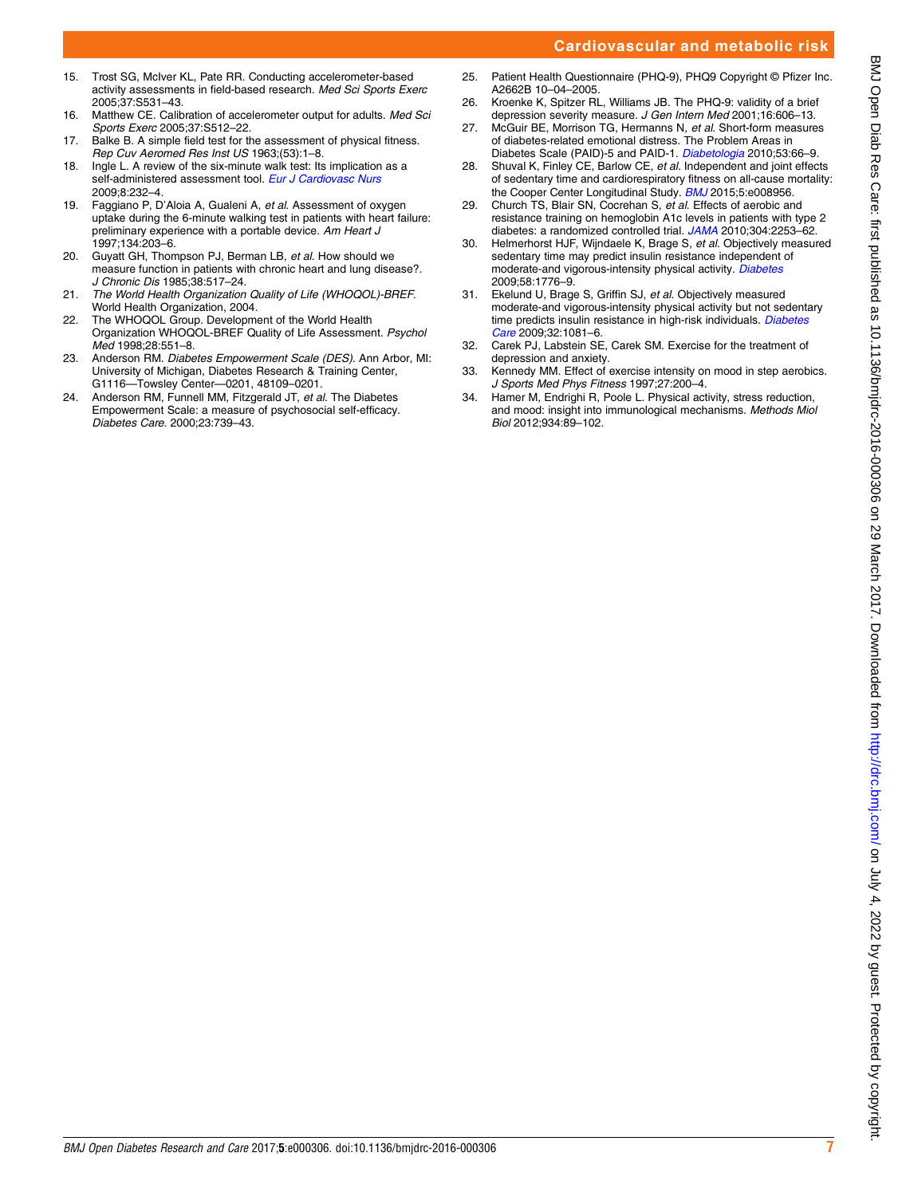15. Trost SG, McIver KL, Pate RR. Conducting accelerometer-based activity assessments in field-based research. *Med Sci Sports Exerc* 2005;37:S531–43.
16. Matthew CE. Calibration of accelerometer output for adults. *Med Sci Sports Exerc* 2005;37:S512–22.
17. Balke B. A simple field test for the assessment of physical fitness. *Rep Cuv Aeromed Res Inst US* 1963;(53):1–8.
18. Ingle L. A review of the six-minute walk test: Its implication as a self-administered assessment tool. *Eur J Cardiovasc Nurs* 2009;8:232–4.
19. Faggiano P, D'Aloia A, Gualeni A, *et al*. Assessment of oxygen uptake during the 6-minute walking test in patients with heart failure: preliminary experience with a portable device. *Am Heart J* 1997;134:203–6.
20. Guyatt GH, Thompson PJ, Berman LB, *et al*. How should we measure function in patients with chronic heart and lung disease?. *J Chronic Dis* 1985;38:517–24.
21. *The World Health Organization Quality of Life (WHOQOL)-BREF*. World Health Organization, 2004.
22. The WHOQOL Group. Development of the World Health Organization WHOQOL-BREF Quality of Life Assessment. *Psychol Med* 1998;28:551–8.
23. Anderson RM. *Diabetes Empowerment Scale (DES)*. Ann Arbor, MI: University of Michigan, Diabetes Research & Training Center, G1116—Towsley Center—0201, 48109–0201.
24. Anderson RM, Funnell MM, Fitzgerald JT, *et al*. The Diabetes Empowerment Scale: a measure of psychosocial self-efficacy. *Diabetes Care*. 2000;23:739–43.
25. Patient Health Questionnaire (PHQ-9), PHQ9 Copyright © Pfizer Inc. A2662B 10–04–2005.
26. Kroenke K, Spitzer RL, Williams JB. The PHQ-9: validity of a brief depression severity measure. *J Gen Intern Med* 2001;16:606–13.
27. McGuir BE, Morrison TG, Hermanns N, *et al*. Short-form measures of diabetes-related emotional distress. The Problem Areas in Diabetes Scale (PAID)-5 and PAID-1. *Diabetologia* 2010;53:66–9.
28. Shuval K, Finley CE, Barlow CE, *et al*. Independent and joint effects of sedentary time and cardiorespiratory fitness on all-cause mortality: the Cooper Center Longitudinal Study. *BMJ* 2015;5:e008956.
29. Church TS, Blair SN, Cocrehan S, *et al*. Effects of aerobic and resistance training on hemoglobin A1c levels in patients with type 2 diabetes: a randomized controlled trial. *JAMA* 2010;304:2253–62.
30. Helmerhorst HJF, Wijndaele K, Brage S, *et al*. Objectively measured sedentary time may predict insulin resistance independent of moderate-and vigorous-intensity physical activity. *Diabetes* 2009;58:1776–9.
31. Ekelund U, Brage S, Griffin SJ, *et al*. Objectively measured moderate-and vigorous-intensity physical activity but not sedentary time predicts insulin resistance in high-risk individuals. *Diabetes Care* 2009;32:1081–6.
32. Carek PJ, Labstein SE, Carek SM. Exercise for the treatment of depression and anxiety.
33. Kennedy MM. Effect of exercise intensity on mood in step aerobics. *J Sports Med Phys Fitness* 1997;27:200–4.
34. Hamer M, Endrighi R, Poole L. Physical activity, stress reduction, and mood: insight into immunological mechanisms. *Methods Miol Biol* 2012;934:89–102.